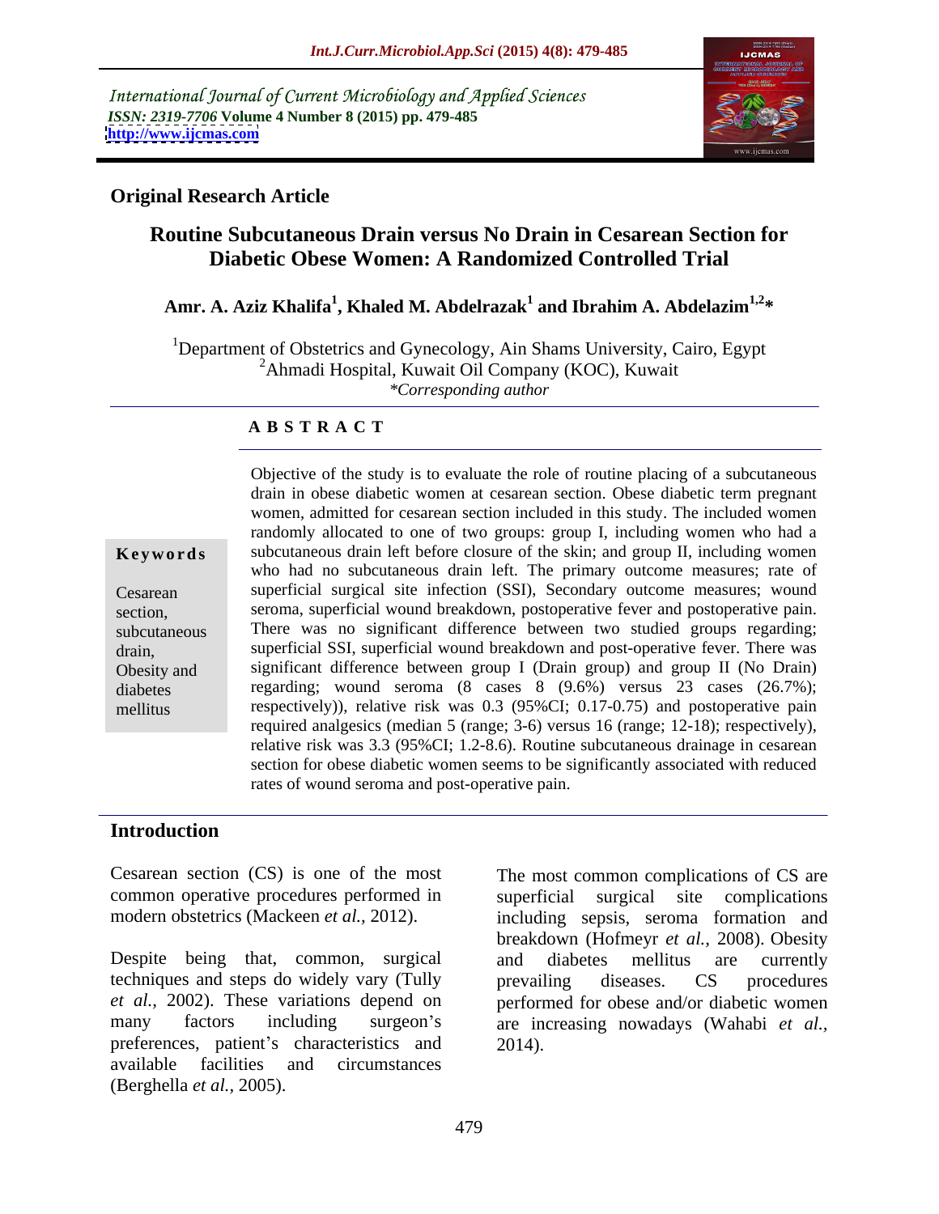International Journal of Current Microbiology and Applied Sciences
*ISSN: 2319-7706* **Volume 4 Number 8 (2015) pp. 479-485**
**http://www.ijcmas.com**

**Original Research Article**

# Routine Subcutaneous Drain versus No Drain in Cesarean Section for Diabetic Obese Women: A Randomized Controlled Trial

**Amr. A. Aziz Khalifa[1], Khaled M. Abdelrazak[1] and Ibrahim A. Abdelazim[1,2]***

[1]Department of Obstetrics and Gynecology, Ain Shams University, Cairo, Egypt
[2]Ahmadi Hospital, Kuwait Oil Company (KOC), Kuwait
*Corresponding author

## ABSTRACT

**Keywords**

Cesarean section, subcutaneous drain, Obesity and diabetes mellitus

Objective of the study is to evaluate the role of routine placing of a subcutaneous drain in obese diabetic women at cesarean section. Obese diabetic term pregnant women, admitted for cesarean section included in this study. The included women randomly allocated to one of two groups: group I, including women who had a subcutaneous drain left before closure of the skin; and group II, including women who had no subcutaneous drain left. The primary outcome measures; rate of superficial surgical site infection (SSI), Secondary outcome measures; wound seroma, superficial wound breakdown, postoperative fever and postoperative pain. There was no significant difference between two studied groups regarding; superficial SSI, superficial wound breakdown and post-operative fever. There was significant difference between group I (Drain group) and group II (No Drain) regarding; wound seroma (8 cases 8 (9.6%) versus 23 cases (26.7%); respectively)), relative risk was 0.3 (95%CI; 0.17-0.75) and postoperative pain required analgesics (median 5 (range; 3-6) versus 16 (range; 12-18); respectively), relative risk was 3.3 (95%CI; 1.2-8.6). Routine subcutaneous drainage in cesarean section for obese diabetic women seems to be significantly associated with reduced rates of wound seroma and post-operative pain.

## Introduction

Cesarean section (CS) is one of the most common operative procedures performed in modern obstetrics (Mackeen *et al.,* 2012).

Despite being that, common, surgical techniques and steps do widely vary (Tully *et al.,* 2002). These variations depend on many factors including surgeon's preferences, patient's characteristics and available facilities and circumstances (Berghella *et al.,* 2005).

The most common complications of CS are superficial surgical site complications including sepsis, seroma formation and breakdown (Hofmeyr *et al.,* 2008). Obesity and diabetes mellitus are currently prevailing diseases. CS procedures performed for obese and/or diabetic women are increasing nowadays (Wahabi *et al.,* 2014).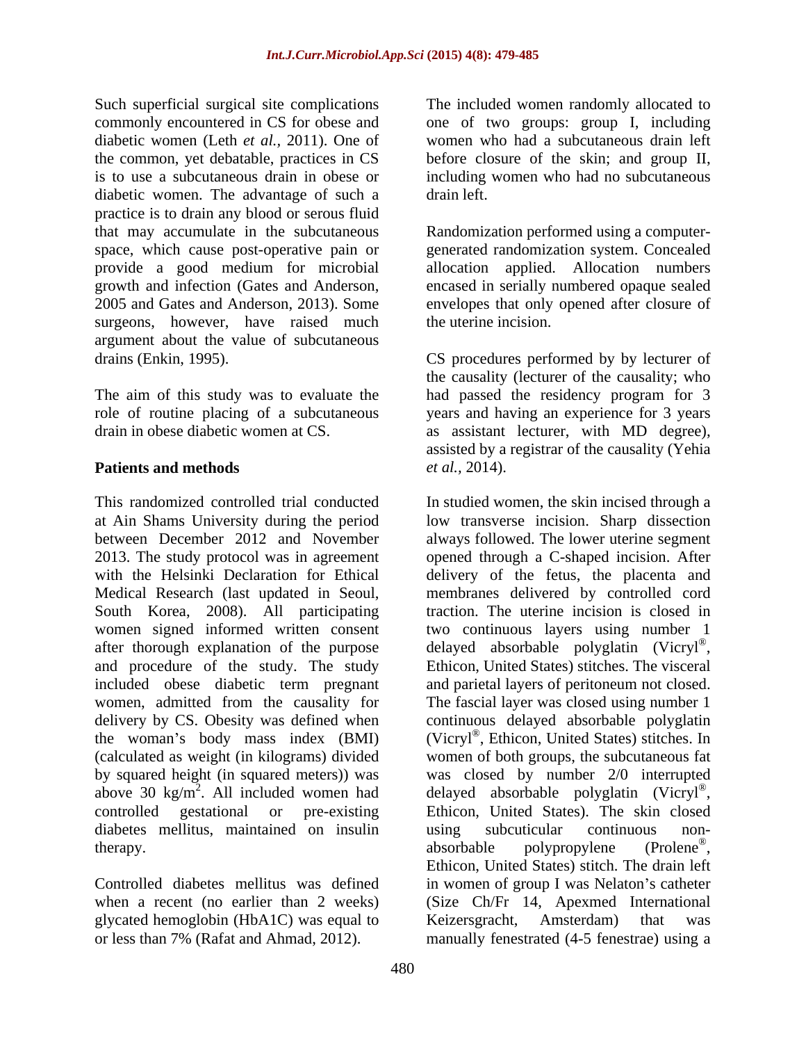Such superficial surgical site complications commonly encountered in CS for obese and diabetic women (Leth *et al.,* 2011). One of the common, yet debatable, practices in CS is to use a subcutaneous drain in obese or diabetic women. The advantage of such a practice is to drain any blood or serous fluid that may accumulate in the subcutaneous space, which cause post-operative pain or provide a good medium for microbial growth and infection (Gates and Anderson, 2005 and Gates and Anderson, 2013). Some surgeons, however, have raised much argument about the value of subcutaneous drains (Enkin, 1995).

The aim of this study was to evaluate the role of routine placing of a subcutaneous drain in obese diabetic women at CS.

## Patients and methods

This randomized controlled trial conducted at Ain Shams University during the period between December 2012 and November 2013. The study protocol was in agreement with the Helsinki Declaration for Ethical Medical Research (last updated in Seoul, South Korea, 2008). All participating women signed informed written consent after thorough explanation of the purpose and procedure of the study. The study included obese diabetic term pregnant women, admitted from the causality for delivery by CS. Obesity was defined when the woman's body mass index (BMI) (calculated as weight (in kilograms) divided by squared height (in squared meters)) was above 30 kg/m$^2$. All included women had controlled gestational or pre-existing diabetes mellitus, maintained on insulin therapy.

Controlled diabetes mellitus was defined when a recent (no earlier than 2 weeks) glycated hemoglobin (HbA1C) was equal to or less than 7% (Rafat and Ahmad, 2012).

The included women randomly allocated to one of two groups: group I, including women who had a subcutaneous drain left before closure of the skin; and group II, including women who had no subcutaneous drain left.

Randomization performed using a computer-generated randomization system. Concealed allocation applied. Allocation numbers encased in serially numbered opaque sealed envelopes that only opened after closure of the uterine incision.

CS procedures performed by by lecturer of the causality (lecturer of the causality; who had passed the residency program for 3 years and having an experience for 3 years as assistant lecturer, with MD degree), assisted by a registrar of the causality (Yehia *et al.,* 2014).

In studied women, the skin incised through a low transverse incision. Sharp dissection always followed. The lower uterine segment opened through a C-shaped incision. After delivery of the fetus, the placenta and membranes delivered by controlled cord traction. The uterine incision is closed in two continuous layers using number 1 delayed absorbable polyglatin (Vicryl®, Ethicon, United States) stitches. The visceral and parietal layers of peritoneum not closed. The fascial layer was closed using number 1 continuous delayed absorbable polyglatin (Vicryl®, Ethicon, United States) stitches. In women of both groups, the subcutaneous fat was closed by number 2/0 interrupted delayed absorbable polyglatin (Vicryl®, Ethicon, United States). The skin closed using subcuticular continuous non-absorbable polypropylene (Prolene®, Ethicon, United States) stitch. The drain left in women of group I was Nelaton's catheter (Size Ch/Fr 14, Apexmed International Keizersgracht, Amsterdam) that was manually fenestrated (4-5 fenestrae) using a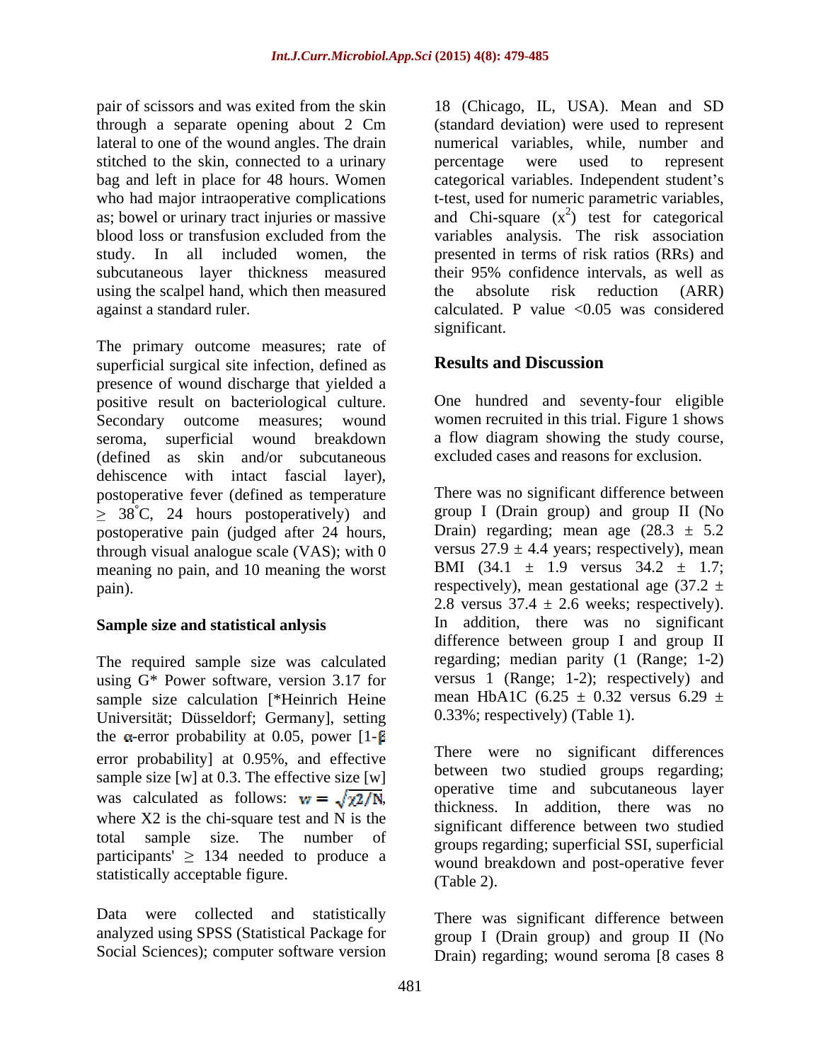pair of scissors and was exited from the skin through a separate opening about 2 Cm lateral to one of the wound angles. The drain stitched to the skin, connected to a urinary bag and left in place for 48 hours. Women who had major intraoperative complications as; bowel or urinary tract injuries or massive blood loss or transfusion excluded from the study. In all included women, the subcutaneous layer thickness measured using the scalpel hand, which then measured against a standard ruler.

The primary outcome measures; rate of superficial surgical site infection, defined as presence of wound discharge that yielded a positive result on bacteriological culture. Secondary outcome measures; wound seroma, superficial wound breakdown (defined as skin and/or subcutaneous dehiscence with intact fascial layer), postoperative fever (defined as temperature $\geq$ 38°C, 24 hours postoperatively) and postoperative pain (judged after 24 hours, through visual analogue scale (VAS); with 0 meaning no pain, and 10 meaning the worst pain).

## Sample size and statistical anlysis

The required sample size was calculated using G* Power software, version 3.17 for sample size calculation [*Heinrich Heine Universität; Düsseldorf; Germany], setting the $\alpha$-error probability at 0.05, power [1-$\beta$ error probability] at 0.95%, and effective sample size [w] at 0.3. The effective size [w] was calculated as follows: $w = \sqrt{\chi 2/N}$, where X2 is the chi-square test and N is the total sample size. The number of participants' $\geq$ 134 needed to produce a statistically acceptable figure.

Data were collected and statistically analyzed using SPSS (Statistical Package for Social Sciences); computer software version 18 (Chicago, IL, USA). Mean and SD (standard deviation) were used to represent numerical variables, while, number and percentage were used to represent categorical variables. Independent student's t-test, used for numeric parametric variables, and Chi-square ($x^2$) test for categorical variables analysis. The risk association presented in terms of risk ratios (RRs) and their 95% confidence intervals, as well as the absolute risk reduction (ARR) calculated. P value <0.05 was considered significant.

## Results and Discussion

One hundred and seventy-four eligible women recruited in this trial. Figure 1 shows a flow diagram showing the study course, excluded cases and reasons for exclusion.

There was no significant difference between group I (Drain group) and group II (No Drain) regarding; mean age (28.3 ± 5.2 versus 27.9 ± 4.4 years; respectively), mean BMI (34.1 ± 1.9 versus 34.2 ± 1.7; respectively), mean gestational age (37.2 ± 2.8 versus 37.4 ± 2.6 weeks; respectively). In addition, there was no significant difference between group I and group II regarding; median parity (1 (Range; 1-2) versus 1 (Range; 1-2); respectively) and mean HbA1C (6.25 ± 0.32 versus 6.29 ± 0.33%; respectively) (Table 1).

There were no significant differences between two studied groups regarding; operative time and subcutaneous layer thickness. In addition, there was no significant difference between two studied groups regarding; superficial SSI, superficial wound breakdown and post-operative fever (Table 2).

There was significant difference between group I (Drain group) and group II (No Drain) regarding; wound seroma [8 cases 8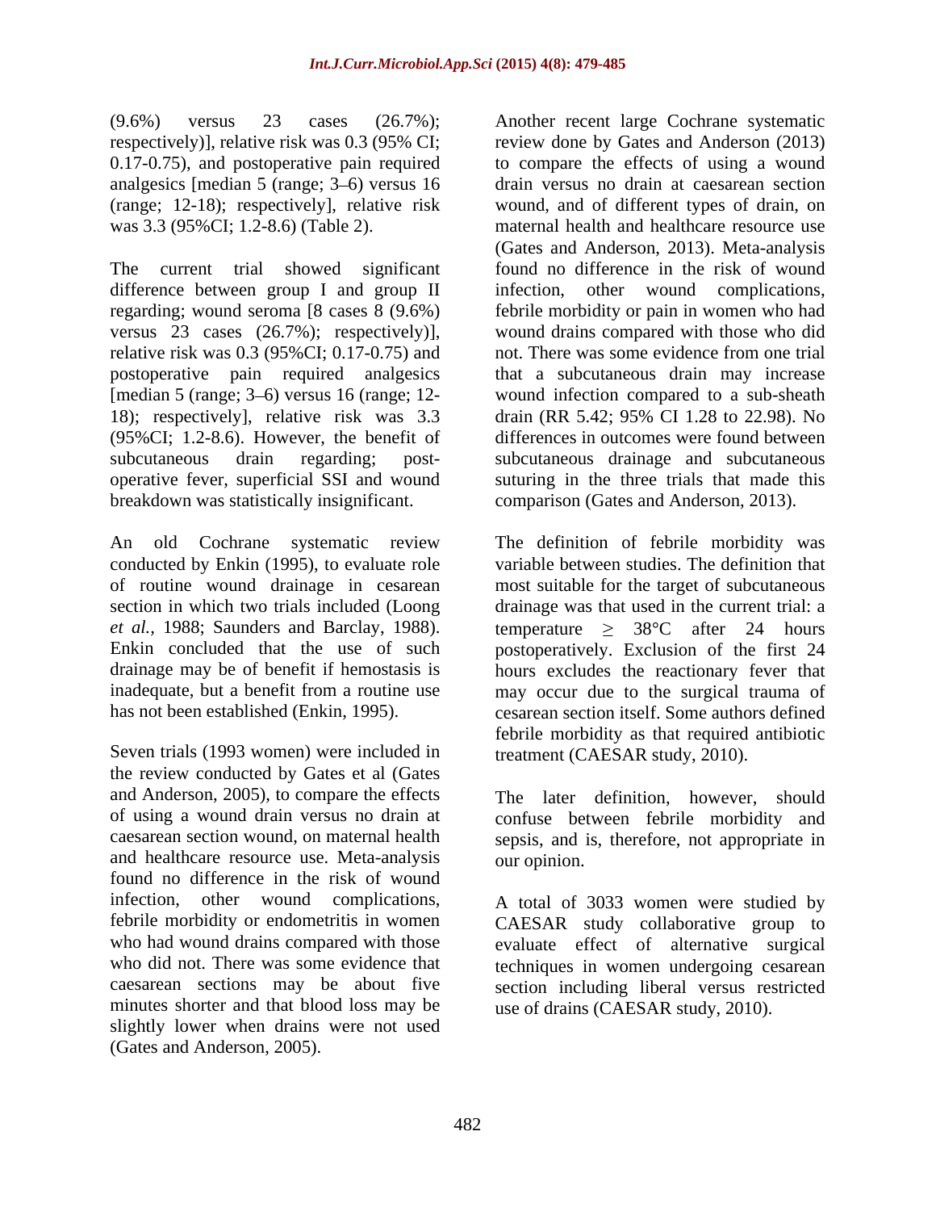(9.6%) versus 23 cases (26.7%); respectively)], relative risk was 0.3 (95% CI; 0.17-0.75), and postoperative pain required analgesics [median 5 (range; 3–6) versus 16 (range; 12-18); respectively], relative risk was 3.3 (95%CI; 1.2-8.6) (Table 2).

The current trial showed significant difference between group I and group II regarding; wound seroma [8 cases 8 (9.6%) versus 23 cases (26.7%); respectively)], relative risk was 0.3 (95%CI; 0.17-0.75) and postoperative pain required analgesics [median 5 (range; 3–6) versus 16 (range; 12-18); respectively], relative risk was 3.3 (95%CI; 1.2-8.6). However, the benefit of subcutaneous drain regarding; post-operative fever, superficial SSI and wound breakdown was statistically insignificant.

An old Cochrane systematic review conducted by Enkin (1995), to evaluate role of routine wound drainage in cesarean section in which two trials included (Loong *et al.,* 1988; Saunders and Barclay, 1988). Enkin concluded that the use of such drainage may be of benefit if hemostasis is inadequate, but a benefit from a routine use has not been established (Enkin, 1995).

Seven trials (1993 women) were included in the review conducted by Gates et al (Gates and Anderson, 2005), to compare the effects of using a wound drain versus no drain at caesarean section wound, on maternal health and healthcare resource use. Meta-analysis found no difference in the risk of wound infection, other wound complications, febrile morbidity or endometritis in women who had wound drains compared with those who did not. There was some evidence that caesarean sections may be about five minutes shorter and that blood loss may be slightly lower when drains were not used (Gates and Anderson, 2005).

Another recent large Cochrane systematic review done by Gates and Anderson (2013) to compare the effects of using a wound drain versus no drain at caesarean section wound, and of different types of drain, on maternal health and healthcare resource use (Gates and Anderson, 2013). Meta-analysis found no difference in the risk of wound infection, other wound complications, febrile morbidity or pain in women who had wound drains compared with those who did not. There was some evidence from one trial that a subcutaneous drain may increase wound infection compared to a sub-sheath drain (RR 5.42; 95% CI 1.28 to 22.98). No differences in outcomes were found between subcutaneous drainage and subcutaneous suturing in the three trials that made this comparison (Gates and Anderson, 2013).

The definition of febrile morbidity was variable between studies. The definition that most suitable for the target of subcutaneous drainage was that used in the current trial: a temperature $\geq$ 38°C after 24 hours postoperatively. Exclusion of the first 24 hours excludes the reactionary fever that may occur due to the surgical trauma of cesarean section itself. Some authors defined febrile morbidity as that required antibiotic treatment (CAESAR study, 2010).

The later definition, however, should confuse between febrile morbidity and sepsis, and is, therefore, not appropriate in our opinion.

A total of 3033 women were studied by CAESAR study collaborative group to evaluate effect of alternative surgical techniques in women undergoing cesarean section including liberal versus restricted use of drains (CAESAR study, 2010).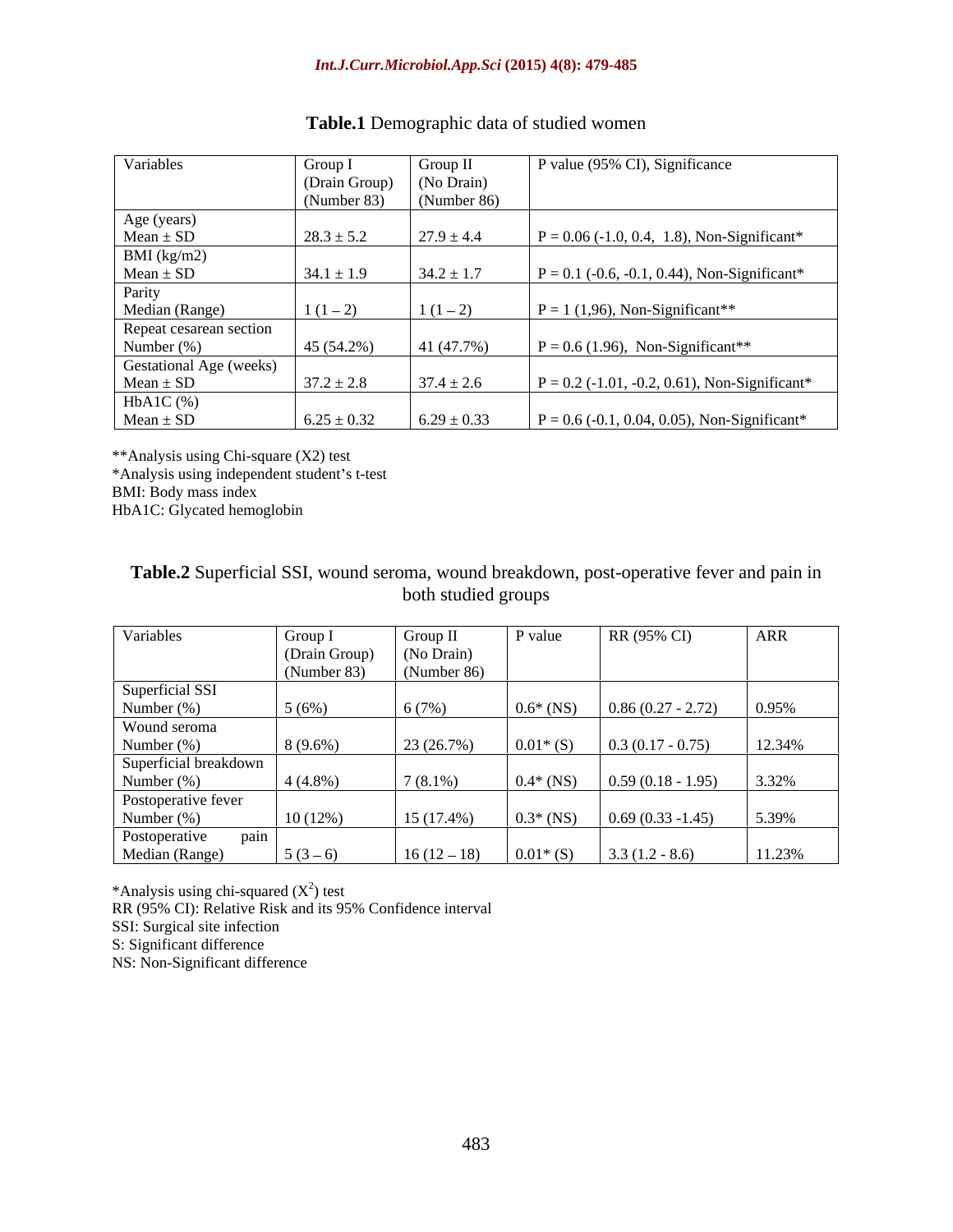**Table.1** Demographic data of studied women

| Variables | Group I (Drain Group) (Number 83) | Group II (No Drain) (Number 86) | P value (95% CI), Significance |
|---|---|---|---|
| Age (years) Mean ± SD | 28.3 ± 5.2 | 27.9 ± 4.4 | P = 0.06 (-1.0, 0.4, 1.8), Non-Significant* |
| BMI (kg/m2) Mean ± SD | 34.1 ± 1.9 | 34.2 ± 1.7 | P = 0.1 (-0.6, -0.1, 0.44), Non-Significant* |
| Parity Median (Range) | 1 (1 – 2) | 1 (1 – 2) | P = 1 (1,96), Non-Significant** |
| Repeat cesarean section Number (%) | 45 (54.2%) | 41 (47.7%) | P = 0.6 (1.96), Non-Significant** |
| Gestational Age (weeks) Mean ± SD | 37.2 ± 2.8 | 37.4 ± 2.6 | P = 0.2 (-1.01, -0.2, 0.61), Non-Significant* |
| HbA1C (%) Mean ± SD | 6.25 ± 0.32 | 6.29 ± 0.33 | P = 0.6 (-0.1, 0.04, 0.05), Non-Significant* |

**Analysis using Chi-square (X2) test
*Analysis using independent student's t-test
BMI: Body mass index
HbA1C: Glycated hemoglobin

**Table.2** Superficial SSI, wound seroma, wound breakdown, post-operative fever and pain in both studied groups

| Variables | Group I (Drain Group) (Number 83) | Group II (No Drain) (Number 86) | P value | RR (95% CI) | ARR |
|---|---|---|---|---|---|
| Superficial SSI Number (%) | 5 (6%) | 6 (7%) | 0.6* (NS) | 0.86 (0.27 - 2.72) | 0.95% |
| Wound seroma Number (%) | 8 (9.6%) | 23 (26.7%) | 0.01* (S) | 0.3 (0.17 - 0.75) | 12.34% |
| Superficial breakdown Number (%) | 4 (4.8%) | 7 (8.1%) | 0.4* (NS) | 0.59 (0.18 - 1.95) | 3.32% |
| Postoperative fever Number (%) | 10 (12%) | 15 (17.4%) | 0.3* (NS) | 0.69 (0.33 -1.45) | 5.39% |
| Postoperative pain Median (Range) | 5 (3 – 6) | 16 (12 – 18) | 0.01* (S) | 3.3 (1.2 - 8.6) | 11.23% |

*Analysis using chi-squared ($X^2$) test
RR (95% CI): Relative Risk and its 95% Confidence interval
SSI: Surgical site infection
S: Significant difference
NS: Non-Significant difference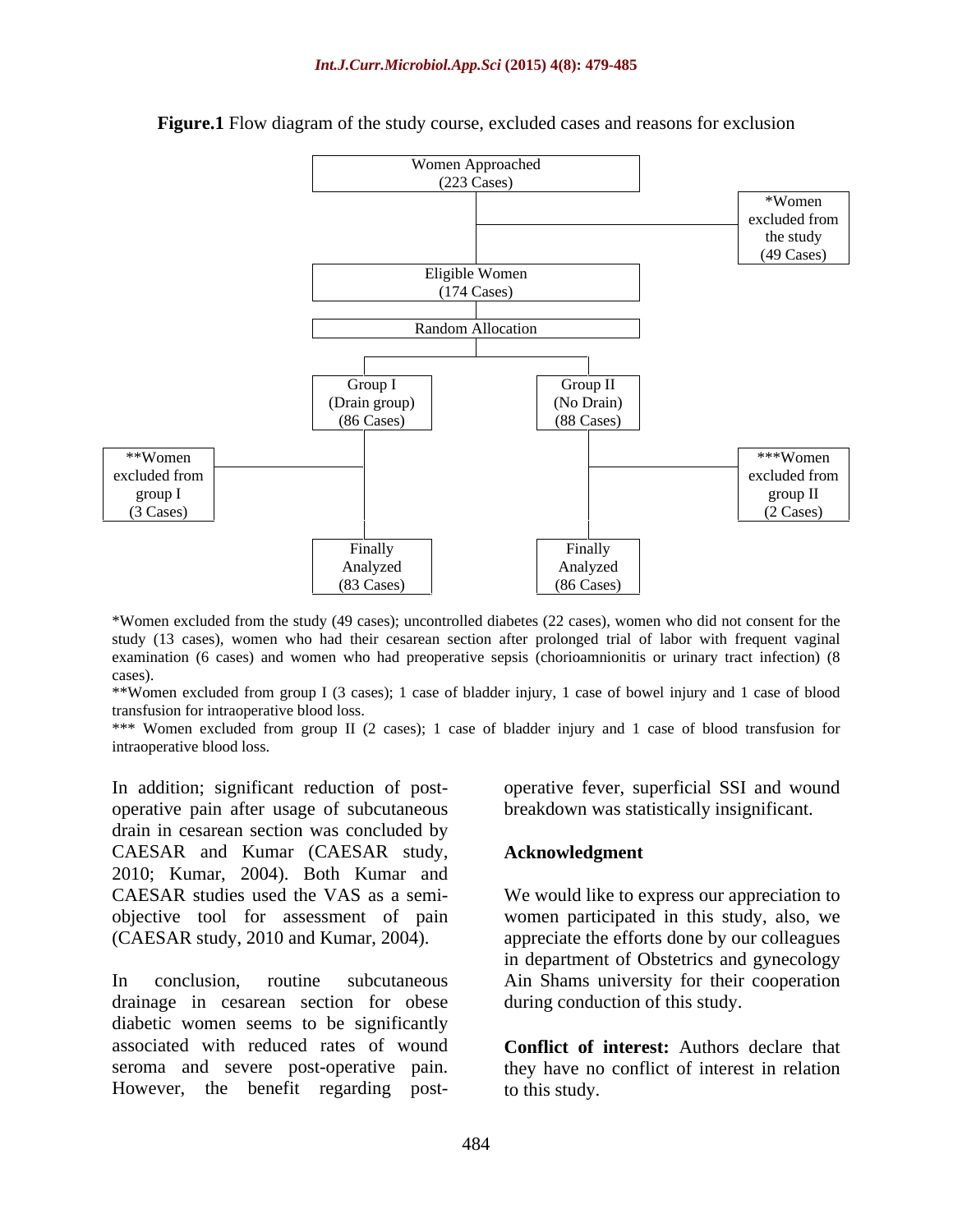**Figure.1** Flow diagram of the study course, excluded cases and reasons for exclusion

- Women Approached (223 Cases)
  - *Women excluded from the study (49 Cases)
- Eligible Women (174 Cases)
- Random Allocation
  - Group I (Drain group) (86 Cases)
    - **Women excluded from group I (3 Cases)
    - Finally Analyzed (83 Cases)
  - Group II (No Drain) (88 Cases)
    - ***Women excluded from group II (2 Cases)
    - Finally Analyzed (86 Cases)

*Women excluded from the study (49 cases); uncontrolled diabetes (22 cases), women who did not consent for the study (13 cases), women who had their cesarean section after prolonged trial of labor with frequent vaginal examination (6 cases) and women who had preoperative sepsis (chorioamnionitis or urinary tract infection) (8 cases).

**Women excluded from group I (3 cases); 1 case of bladder injury, 1 case of bowel injury and 1 case of blood transfusion for intraoperative blood loss.

*** Women excluded from group II (2 cases); 1 case of bladder injury and 1 case of blood transfusion for intraoperative blood loss.

In addition; significant reduction of post-operative pain after usage of subcutaneous drain in cesarean section was concluded by CAESAR and Kumar (CAESAR study, 2010; Kumar, 2004). Both Kumar and CAESAR studies used the VAS as a semi-objective tool for assessment of pain (CAESAR study, 2010 and Kumar, 2004).

In conclusion, routine subcutaneous drainage in cesarean section for obese diabetic women seems to be significantly associated with reduced rates of wound seroma and severe post-operative pain. However, the benefit regarding post-operative fever, superficial SSI and wound breakdown was statistically insignificant.

## Acknowledgment

We would like to express our appreciation to women participated in this study, also, we appreciate the efforts done by our colleagues in department of Obstetrics and gynecology Ain Shams university for their cooperation during conduction of this study.

**Conflict of interest:** Authors declare that they have no conflict of interest in relation to this study.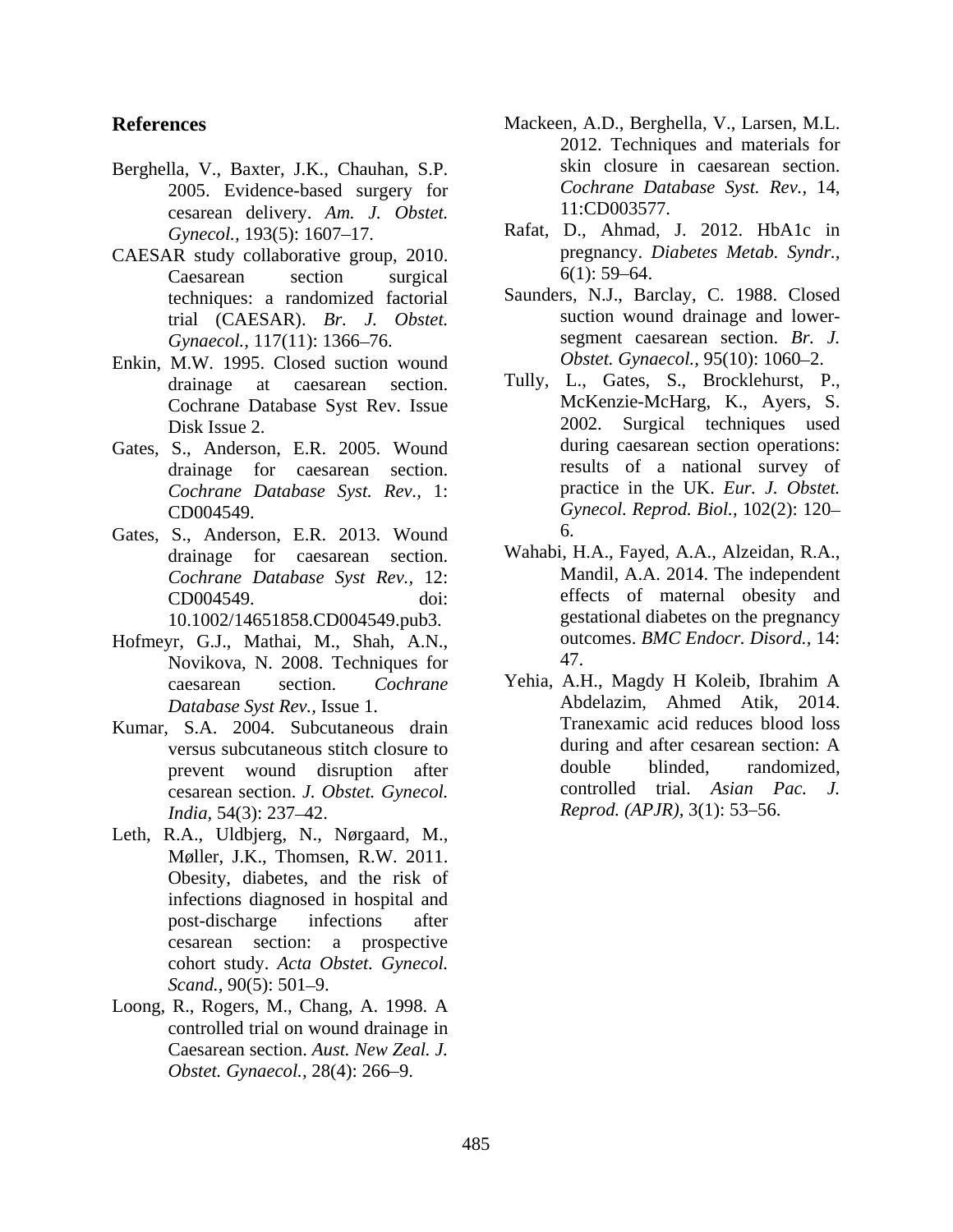## References

Berghella, V., Baxter, J.K., Chauhan, S.P. 2005. Evidence-based surgery for cesarean delivery. *Am. J. Obstet. Gynecol.,* 193(5): 1607–17.

CAESAR study collaborative group, 2010. Caesarean section surgical techniques: a randomized factorial trial (CAESAR). *Br. J. Obstet. Gynaecol.,* 117(11): 1366–76.

Enkin, M.W. 1995. Closed suction wound drainage at caesarean section. Cochrane Database Syst Rev. Issue Disk Issue 2.

Gates, S., Anderson, E.R. 2005. Wound drainage for caesarean section. *Cochrane Database Syst. Rev.,* 1: CD004549.

Gates, S., Anderson, E.R. 2013. Wound drainage for caesarean section. *Cochrane Database Syst Rev.,* 12: CD004549. doi: 10.1002/14651858.CD004549.pub3.

Hofmeyr, G.J., Mathai, M., Shah, A.N., Novikova, N. 2008. Techniques for caesarean section. *Cochrane Database Syst Rev.*, Issue 1.

Kumar, S.A. 2004. Subcutaneous drain versus subcutaneous stitch closure to prevent wound disruption after cesarean section. *J. Obstet. Gynecol. India*, 54(3): 237–42.

Leth, R.A., Uldbjerg, N., Nørgaard, M., Møller, J.K., Thomsen, R.W. 2011. Obesity, diabetes, and the risk of infections diagnosed in hospital and post-discharge infections after cesarean section: a prospective cohort study. *Acta Obstet. Gynecol. Scand.,* 90(5): 501–9.

Loong, R., Rogers, M., Chang, A. 1998. A controlled trial on wound drainage in Caesarean section. *Aust. New Zeal. J. Obstet. Gynaecol.,* 28(4): 266–9.

Mackeen, A.D., Berghella, V., Larsen, M.L. 2012. Techniques and materials for skin closure in caesarean section. *Cochrane Database Syst. Rev.,* 14, 11:CD003577.

Rafat, D., Ahmad, J. 2012. HbA1c in pregnancy. *Diabetes Metab. Syndr.,* 6(1): 59–64.

Saunders, N.J., Barclay, C. 1988. Closed suction wound drainage and lower-segment caesarean section. *Br. J. Obstet. Gynaecol.,* 95(10): 1060–2.

Tully, L., Gates, S., Brocklehurst, P., McKenzie-McHarg, K., Ayers, S. 2002. Surgical techniques used during caesarean section operations: results of a national survey of practice in the UK. *Eur. J. Obstet. Gynecol. Reprod. Biol.,* 102(2): 120–6.

Wahabi, H.A., Fayed, A.A., Alzeidan, R.A., Mandil, A.A. 2014. The independent effects of maternal obesity and gestational diabetes on the pregnancy outcomes. *BMC Endocr. Disord.,* 14: 47.

Yehia, A.H., Magdy H Koleib, Ibrahim A Abdelazim, Ahmed Atik, 2014. Tranexamic acid reduces blood loss during and after cesarean section: A double blinded, randomized, controlled trial. *Asian Pac. J. Reprod. (APJR),* 3(1): 53–56.